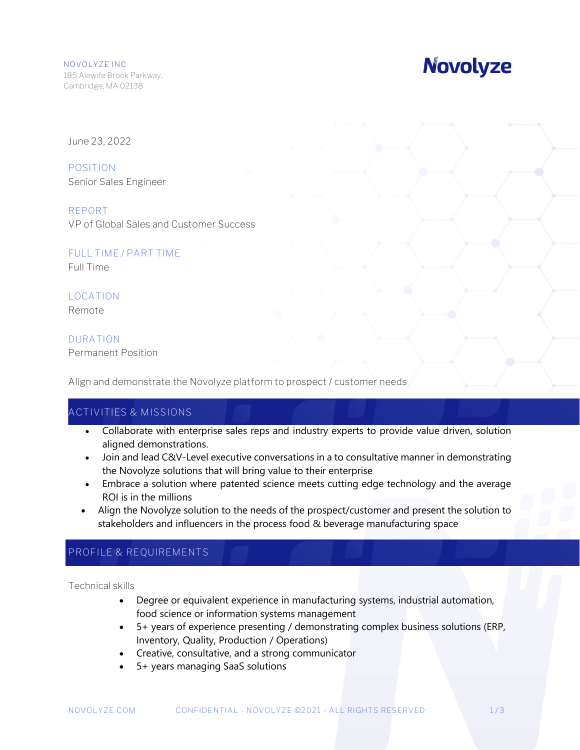NOVOLYZE INC
185 Alewife Brook Parkway,
Cambridge, MA 02138

# Novolyze

June 23, 2022

POSITION
Senior Sales Engineer

REPORT
VP of Global Sales and Customer Success

FULL TIME / PART TIME
Full Time

LOCATION
Remote

DURATION
Permanent Position

Align and demonstrate the Novolyze platform to prospect / customer needs

## ACTIVITIES & MISSIONS

- Collaborate with enterprise sales reps and industry experts to provide value driven, solution aligned demonstrations.
- Join and lead C&V-Level executive conversations in a to consultative manner in demonstrating the Novolyze solutions that will bring value to their enterprise
- Embrace a solution where patented science meets cutting edge technology and the average ROI is in the millions
- Align the Novolyze solution to the needs of the prospect/customer and present the solution to stakeholders and influencers in the process food & beverage manufacturing space

## PROFILE & REQUIREMENTS

Technical skills

- Degree or equivalent experience in manufacturing systems, industrial automation, food science or information systems management
- 5+ years of experience presenting / demonstrating complex business solutions (ERP, Inventory, Quality, Production / Operations)
- Creative, consultative, and a strong communicator
- 5+ years managing SaaS solutions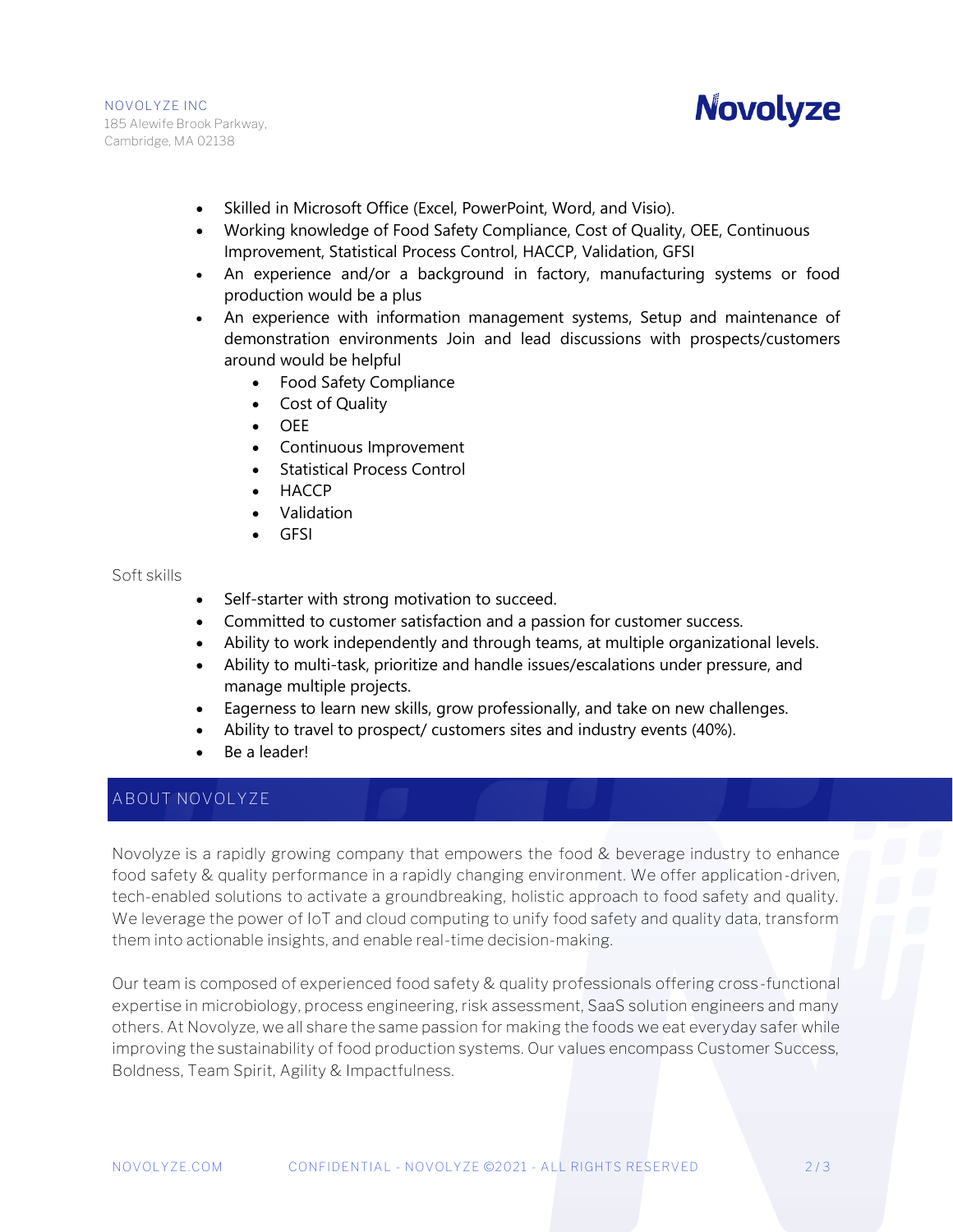- Skilled in Microsoft Office (Excel, PowerPoint, Word, and Visio).
- Working knowledge of Food Safety Compliance, Cost of Quality, OEE, Continuous Improvement, Statistical Process Control, HACCP, Validation, GFSI
- An experience and/or a background in factory, manufacturing systems or food production would be a plus
- An experience with information management systems, Setup and maintenance of demonstration environments Join and lead discussions with prospects/customers around would be helpful
    - Food Safety Compliance
    - Cost of Quality
    - OEE
    - Continuous Improvement
    - Statistical Process Control
    - HACCP
    - Validation
    - GFSI

Soft skills

- Self-starter with strong motivation to succeed.
- Committed to customer satisfaction and a passion for customer success.
- Ability to work independently and through teams, at multiple organizational levels.
- Ability to multi-task, prioritize and handle issues/escalations under pressure, and manage multiple projects.
- Eagerness to learn new skills, grow professionally, and take on new challenges.
- Ability to travel to prospect/ customers sites and industry events (40%).
- Be a leader!

## ABOUT NOVOLYZE

Novolyze is a rapidly growing company that empowers the food & beverage industry to enhance food safety & quality performance in a rapidly changing environment. We offer application-driven, tech-enabled solutions to activate a groundbreaking, holistic approach to food safety and quality. We leverage the power of IoT and cloud computing to unify food safety and quality data, transform them into actionable insights, and enable real-time decision-making.

Our team is composed of experienced food safety & quality professionals offering cross-functional expertise in microbiology, process engineering, risk assessment, SaaS solution engineers and many others. At Novolyze, we all share the same passion for making the foods we eat everyday safer while improving the sustainability of food production systems. Our values encompass Customer Success, Boldness, Team Spirit, Agility & Impactfulness.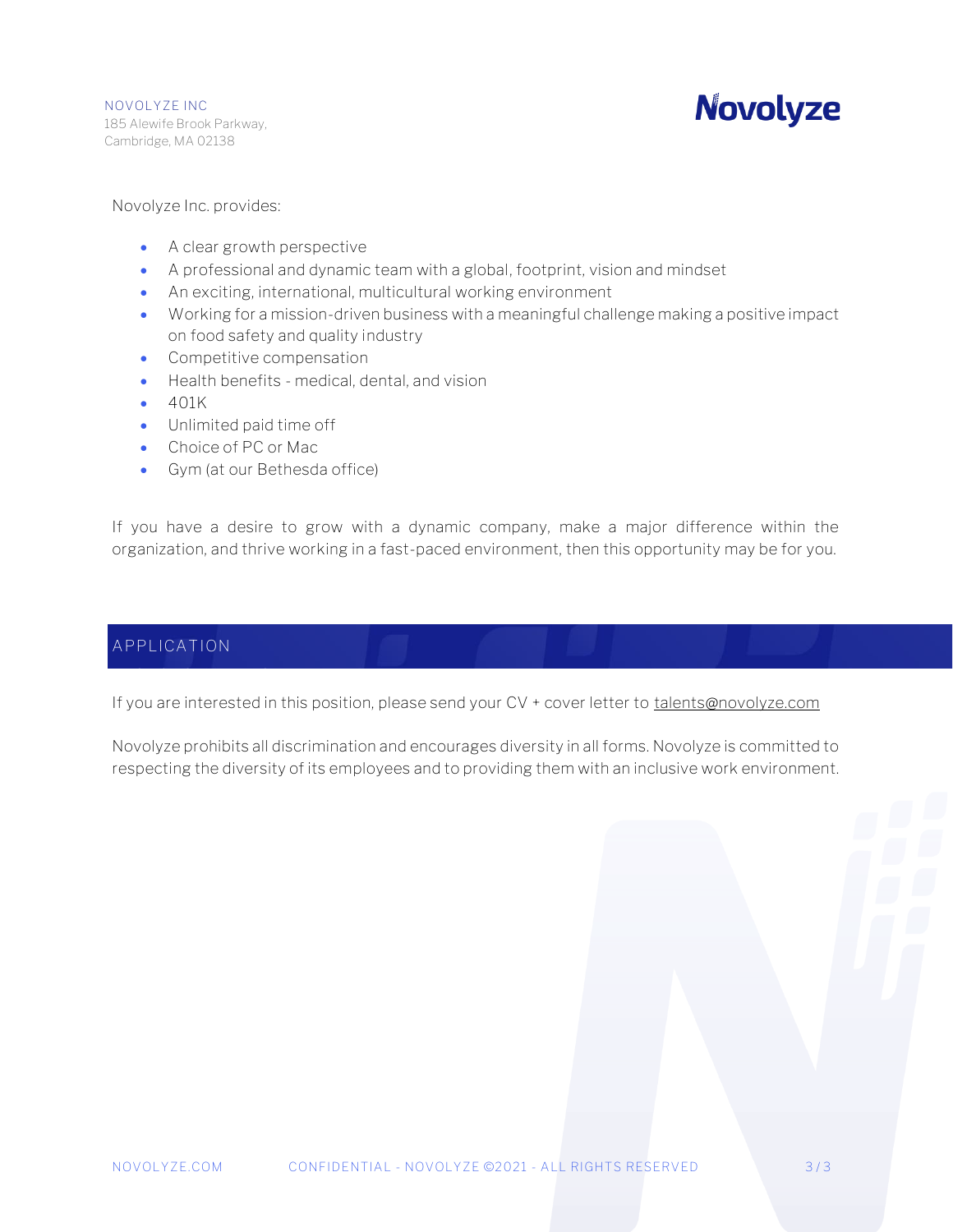Novolyze Inc. provides:

- A clear growth perspective
- A professional and dynamic team with a global, footprint, vision and mindset
- An exciting, international, multicultural working environment
- Working for a mission-driven business with a meaningful challenge making a positive impact on food safety and quality industry
- Competitive compensation
- Health benefits - medical, dental, and vision
- 401K
- Unlimited paid time off
- Choice of PC or Mac
- Gym (at our Bethesda office)

If you have a desire to grow with a dynamic company, make a major difference within the organization, and thrive working in a fast-paced environment, then this opportunity may be for you.

## APPLICATION

If you are interested in this position, please send your CV + cover letter to talents@novolyze.com

Novolyze prohibits all discrimination and encourages diversity in all forms. Novolyze is committed to respecting the diversity of its employees and to providing them with an inclusive work environment.